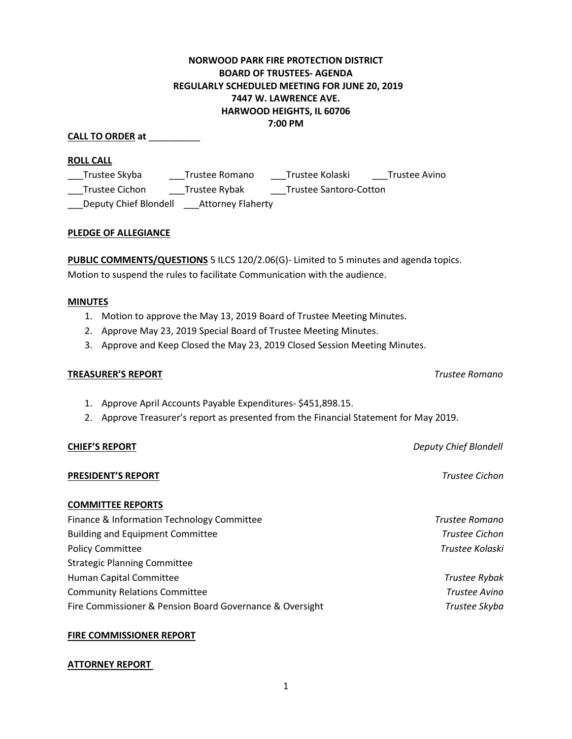**NORWOOD PARK FIRE PROTECTION DISTRICT**
**BOARD OF TRUSTEES- AGENDA**
**REGULARLY SCHEDULED MEETING FOR JUNE 20, 2019**
**7447 W. LAWRENCE AVE.**
**HARWOOD HEIGHTS, IL 60706**
**7:00 PM**

**CALL TO ORDER at** __________

**ROLL CALL**

___Trustee Skyba ___Trustee Romano ___Trustee Kolaski ___Trustee Avino
___Trustee Cichon ___Trustee Rybak ___Trustee Santoro-Cotton
___Deputy Chief Blondell ___Attorney Flaherty

**PLEDGE OF ALLEGIANCE**

**PUBLIC COMMENTS/QUESTIONS** 5 ILCS 120/2.06(G)- Limited to 5 minutes and agenda topics.
Motion to suspend the rules to facilitate Communication with the audience.

**MINUTES**

1. Motion to approve the May 13, 2019 Board of Trustee Meeting Minutes.
2. Approve May 23, 2019 Special Board of Trustee Meeting Minutes.
3. Approve and Keep Closed the May 23, 2019 Closed Session Meeting Minutes.

**TREASURER'S REPORT** *Trustee Romano*

1. Approve April Accounts Payable Expenditures- $451,898.15.
2. Approve Treasurer's report as presented from the Financial Statement for May 2019.

**CHIEF'S REPORT** *Deputy Chief Blondell*

**PRESIDENT'S REPORT** *Trustee Cichon*

**COMMITTEE REPORTS**

Finance & Information Technology Committee *Trustee Romano*
Building and Equipment Committee *Trustee Cichon*
Policy Committee *Trustee Kolaski*
Strategic Planning Committee
Human Capital Committee *Trustee Rybak*
Community Relations Committee *Trustee Avino*
Fire Commissioner & Pension Board Governance & Oversight *Trustee Skyba*

**FIRE COMMISSIONER REPORT**

**ATTORNEY REPORT**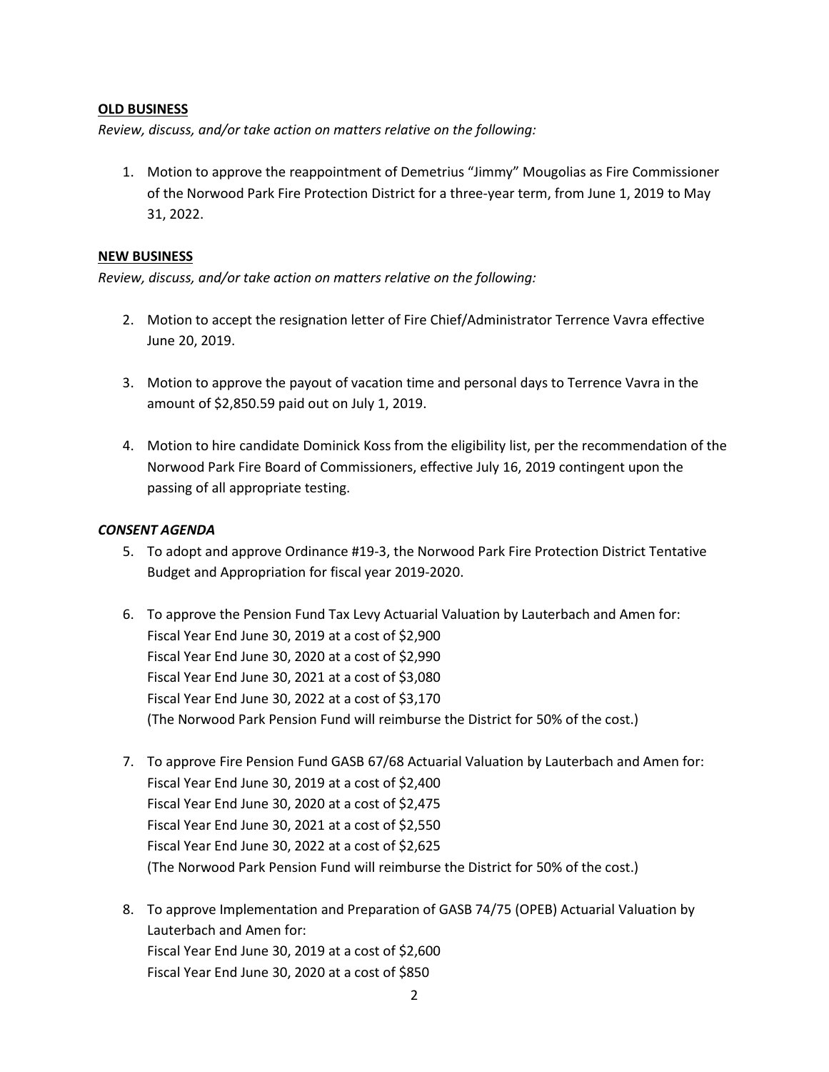**OLD BUSINESS**

*Review, discuss, and/or take action on matters relative on the following:*

1. Motion to approve the reappointment of Demetrius "Jimmy" Mougolias as Fire Commissioner of the Norwood Park Fire Protection District for a three-year term, from June 1, 2019 to May 31, 2022.

**NEW BUSINESS**

*Review, discuss, and/or take action on matters relative on the following:*

2. Motion to accept the resignation letter of Fire Chief/Administrator Terrence Vavra effective June 20, 2019.

3. Motion to approve the payout of vacation time and personal days to Terrence Vavra in the amount of $2,850.59 paid out on July 1, 2019.

4. Motion to hire candidate Dominick Koss from the eligibility list, per the recommendation of the Norwood Park Fire Board of Commissioners, effective July 16, 2019 contingent upon the passing of all appropriate testing.

***CONSENT AGENDA***

5. To adopt and approve Ordinance #19-3, the Norwood Park Fire Protection District Tentative Budget and Appropriation for fiscal year 2019-2020.

6. To approve the Pension Fund Tax Levy Actuarial Valuation by Lauterbach and Amen for:
   Fiscal Year End June 30, 2019 at a cost of $2,900
   Fiscal Year End June 30, 2020 at a cost of $2,990
   Fiscal Year End June 30, 2021 at a cost of $3,080
   Fiscal Year End June 30, 2022 at a cost of $3,170
   (The Norwood Park Pension Fund will reimburse the District for 50% of the cost.)

7. To approve Fire Pension Fund GASB 67/68 Actuarial Valuation by Lauterbach and Amen for:
   Fiscal Year End June 30, 2019 at a cost of $2,400
   Fiscal Year End June 30, 2020 at a cost of $2,475
   Fiscal Year End June 30, 2021 at a cost of $2,550
   Fiscal Year End June 30, 2022 at a cost of $2,625
   (The Norwood Park Pension Fund will reimburse the District for 50% of the cost.)

8. To approve Implementation and Preparation of GASB 74/75 (OPEB) Actuarial Valuation by Lauterbach and Amen for:
   Fiscal Year End June 30, 2019 at a cost of $2,600
   Fiscal Year End June 30, 2020 at a cost of $850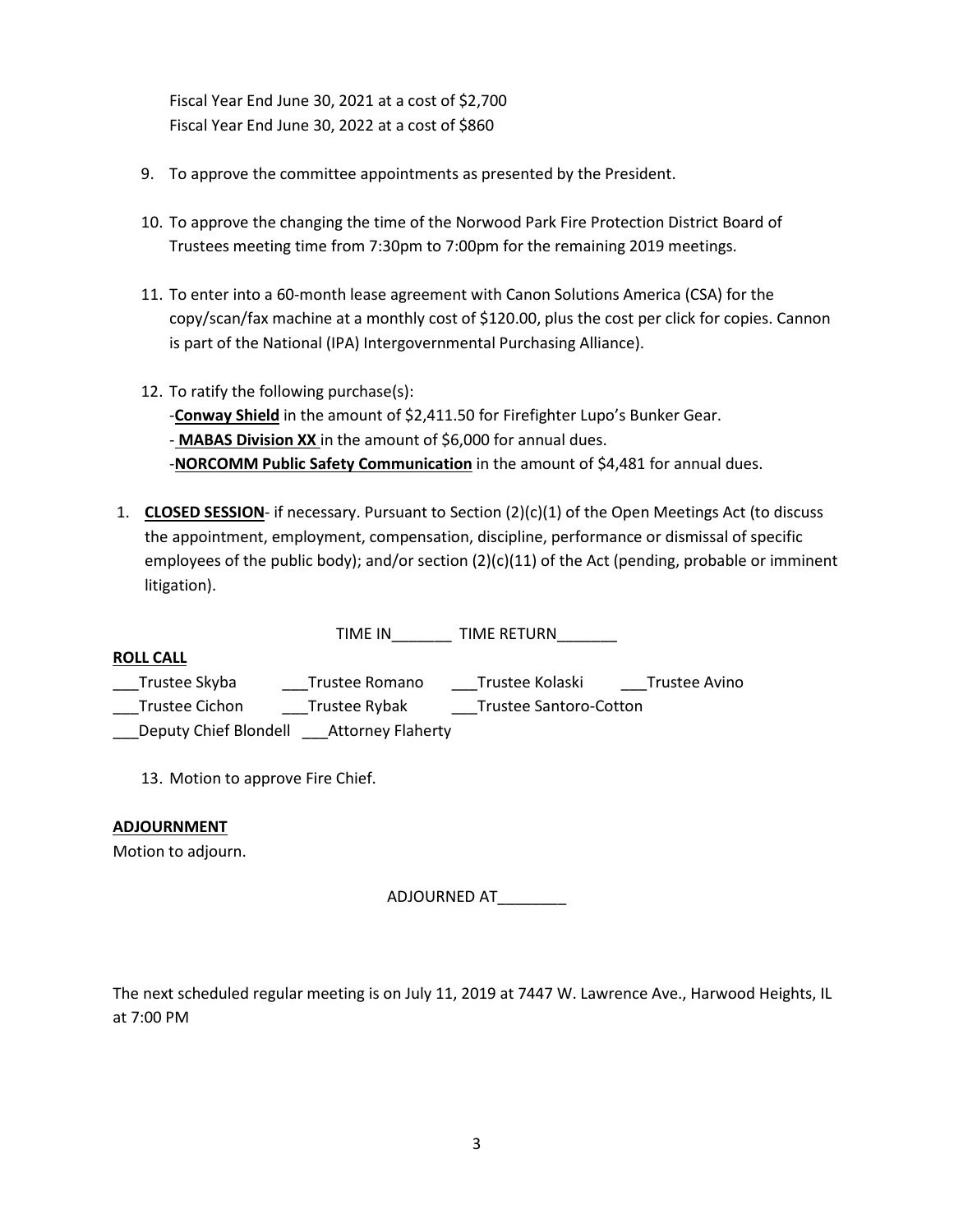Fiscal Year End June 30, 2021 at a cost of $2,700
Fiscal Year End June 30, 2022 at a cost of $860

9. To approve the committee appointments as presented by the President.

10. To approve the changing the time of the Norwood Park Fire Protection District Board of Trustees meeting time from 7:30pm to 7:00pm for the remaining 2019 meetings.

11. To enter into a 60-month lease agreement with Canon Solutions America (CSA) for the copy/scan/fax machine at a monthly cost of $120.00, plus the cost per click for copies. Cannon is part of the National (IPA) Intergovernmental Purchasing Alliance).

12. To ratify the following purchase(s):
    -**Conway Shield** in the amount of $2,411.50 for Firefighter Lupo's Bunker Gear.
    - **MABAS Division XX** in the amount of $6,000 for annual dues.
    -**NORCOMM Public Safety Communication** in the amount of $4,481 for annual dues.

1. **CLOSED SESSION**- if necessary. Pursuant to Section (2)(c)(1) of the Open Meetings Act (to discuss the appointment, employment, compensation, discipline, performance or dismissal of specific employees of the public body); and/or section (2)(c)(11) of the Act (pending, probable or imminent litigation).

TIME IN_______ TIME RETURN_______

**ROLL CALL**

___Trustee Skyba ___Trustee Romano ___Trustee Kolaski ___Trustee Avino
___Trustee Cichon ___Trustee Rybak ___Trustee Santoro-Cotton
___Deputy Chief Blondell ___Attorney Flaherty

13. Motion to approve Fire Chief.

**ADJOURNMENT**

Motion to adjourn.

ADJOURNED AT________

The next scheduled regular meeting is on July 11, 2019 at 7447 W. Lawrence Ave., Harwood Heights, IL at 7:00 PM